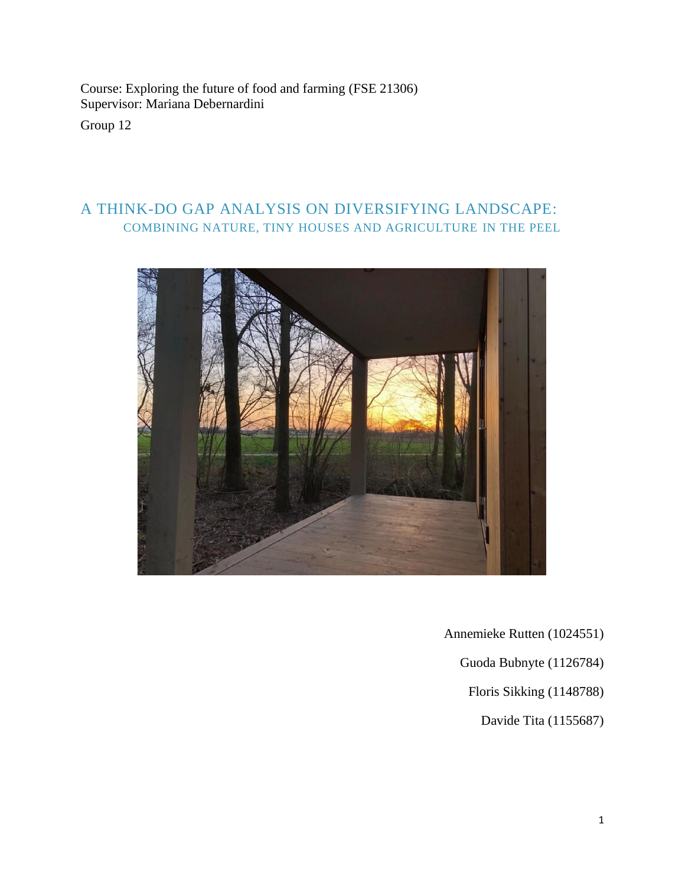Course: Exploring the future of food and farming (FSE 21306)
Supervisor: Mariana Debernardini

Group 12

# A THINK-DO GAP ANALYSIS ON DIVERSIFYING LANDSCAPE:

## COMBINING NATURE, TINY HOUSES AND AGRICULTURE IN THE PEEL

Annemieke Rutten (1024551)

Guoda Bubnyte (1126784)

Floris Sikking (1148788)

Davide Tita (1155687)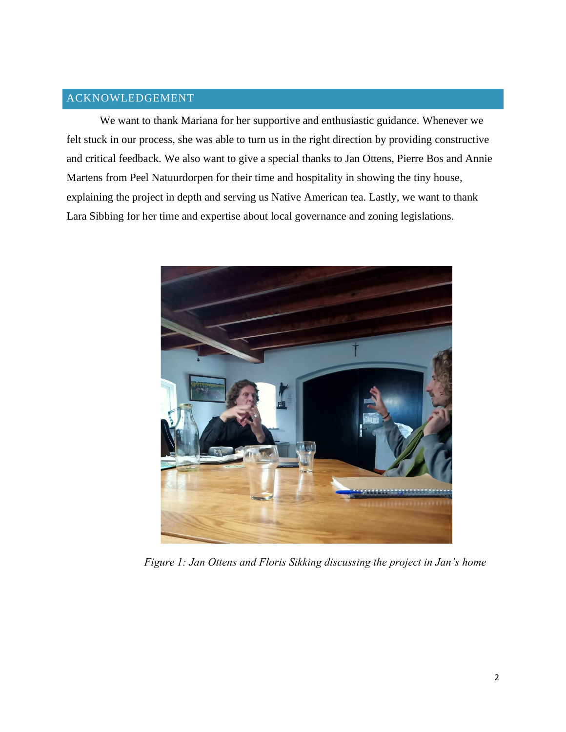## ACKNOWLEDGEMENT

We want to thank Mariana for her supportive and enthusiastic guidance. Whenever we felt stuck in our process, she was able to turn us in the right direction by providing constructive and critical feedback. We also want to give a special thanks to Jan Ottens, Pierre Bos and Annie Martens from Peel Natuurdorpen for their time and hospitality in showing the tiny house, explaining the project in depth and serving us Native American tea. Lastly, we want to thank Lara Sibbing for her time and expertise about local governance and zoning legislations.

*Figure 1: Jan Ottens and Floris Sikking discussing the project in Jan's home*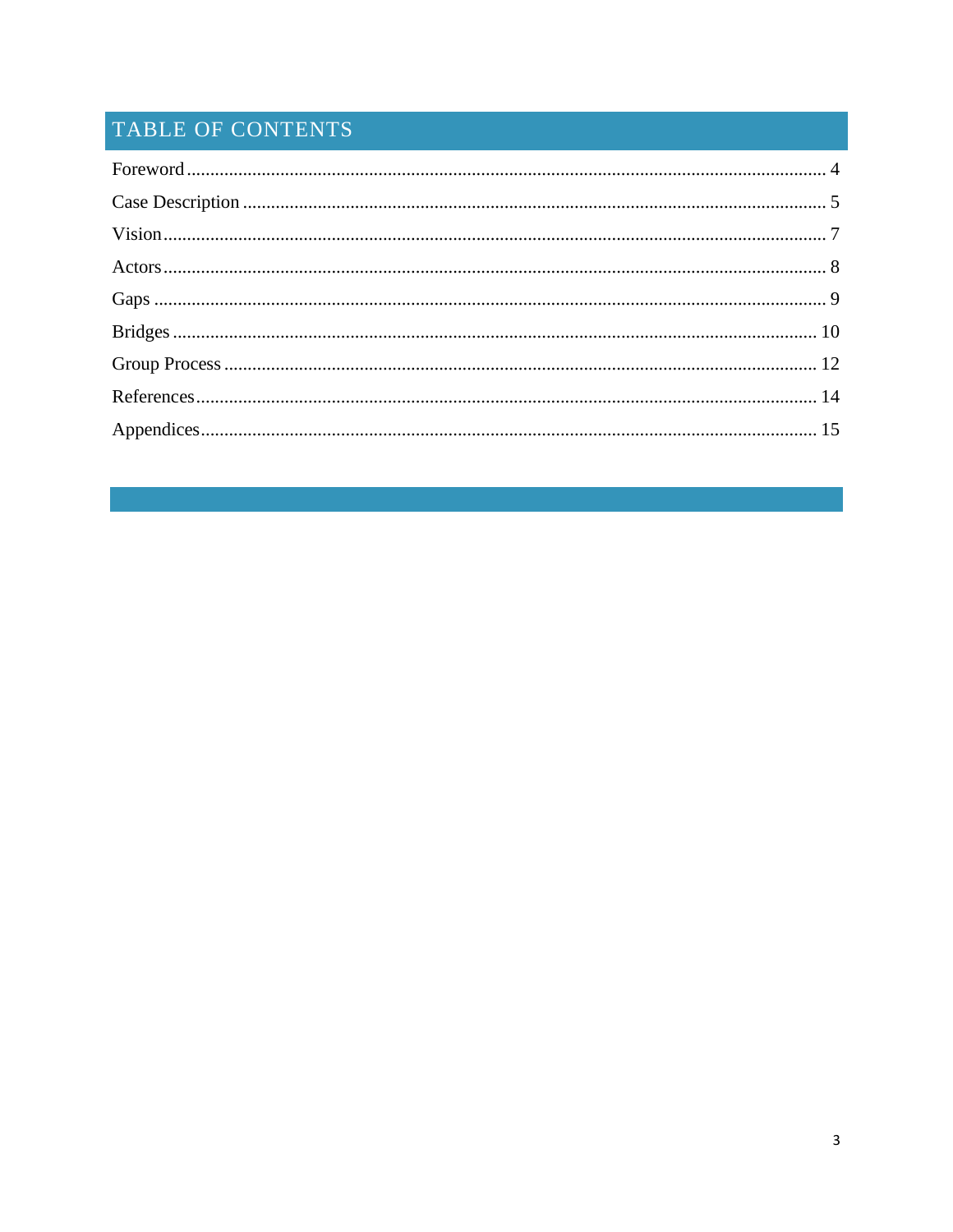# TABLE OF CONTENTS

Foreword ........................................................................................................................................ 4

Case Description ............................................................................................................................ 5

Vision ............................................................................................................................................. 7

Actors ............................................................................................................................................. 8

Gaps ............................................................................................................................................... 9

Bridges ......................................................................................................................................... 10

Group Process .............................................................................................................................. 12

References .................................................................................................................................... 14

Appendices ................................................................................................................................... 15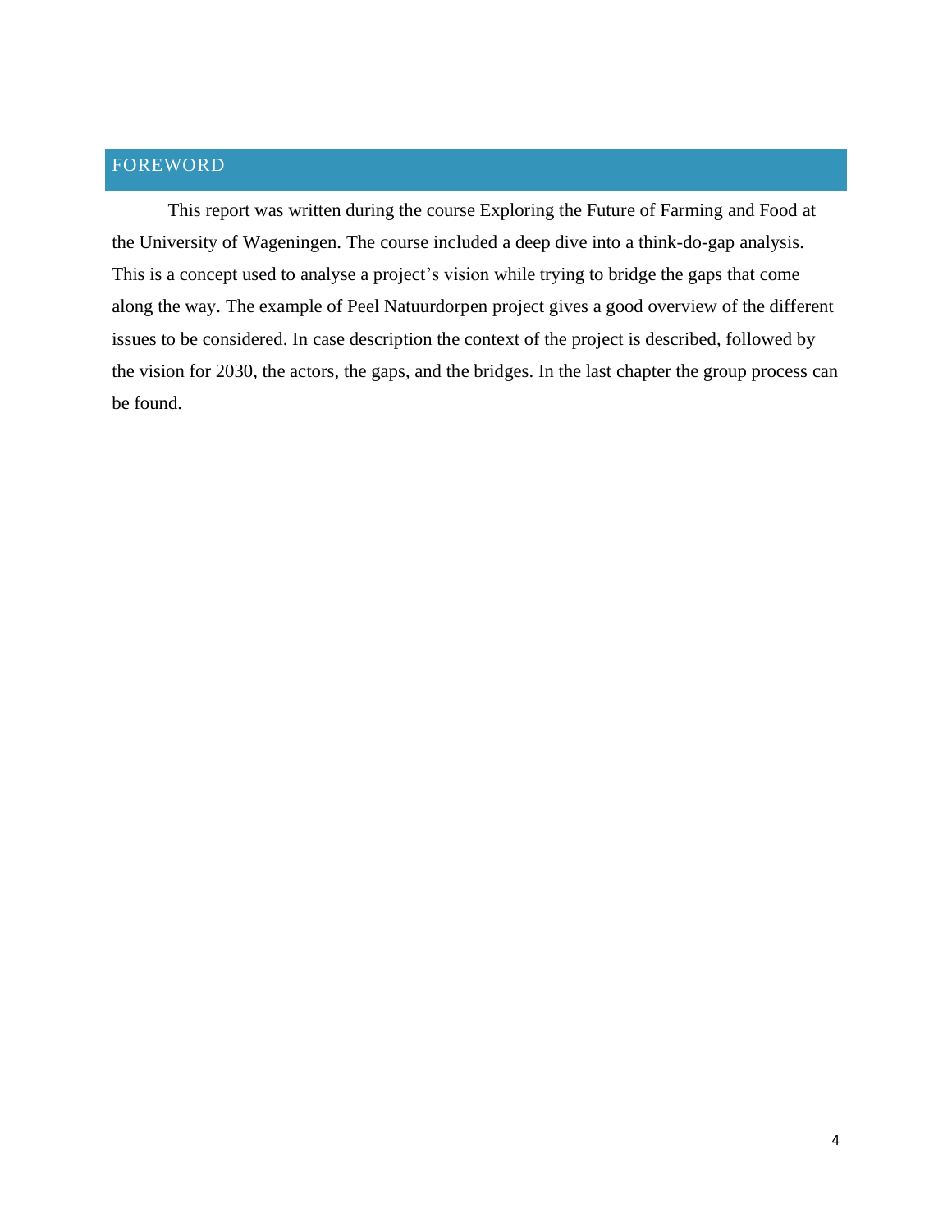# FOREWORD

This report was written during the course Exploring the Future of Farming and Food at the University of Wageningen. The course included a deep dive into a think-do-gap analysis. This is a concept used to analyse a project's vision while trying to bridge the gaps that come along the way. The example of Peel Natuurdorpen project gives a good overview of the different issues to be considered. In case description the context of the project is described, followed by the vision for 2030, the actors, the gaps, and the bridges. In the last chapter the group process can be found.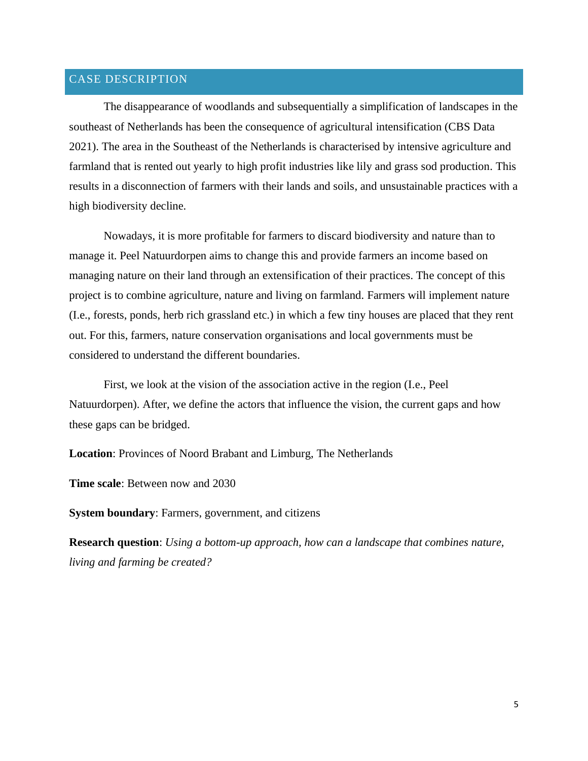## CASE DESCRIPTION

The disappearance of woodlands and subsequentially a simplification of landscapes in the southeast of Netherlands has been the consequence of agricultural intensification (CBS Data 2021). The area in the Southeast of the Netherlands is characterised by intensive agriculture and farmland that is rented out yearly to high profit industries like lily and grass sod production. This results in a disconnection of farmers with their lands and soils, and unsustainable practices with a high biodiversity decline.

Nowadays, it is more profitable for farmers to discard biodiversity and nature than to manage it. Peel Natuurdorpen aims to change this and provide farmers an income based on managing nature on their land through an extensification of their practices. The concept of this project is to combine agriculture, nature and living on farmland. Farmers will implement nature (I.e., forests, ponds, herb rich grassland etc.) in which a few tiny houses are placed that they rent out. For this, farmers, nature conservation organisations and local governments must be considered to understand the different boundaries.

First, we look at the vision of the association active in the region (I.e., Peel Natuurdorpen). After, we define the actors that influence the vision, the current gaps and how these gaps can be bridged.

**Location**: Provinces of Noord Brabant and Limburg, The Netherlands

**Time scale**: Between now and 2030

**System boundary**: Farmers, government, and citizens

**Research question**: *Using a bottom-up approach, how can a landscape that combines nature, living and farming be created?*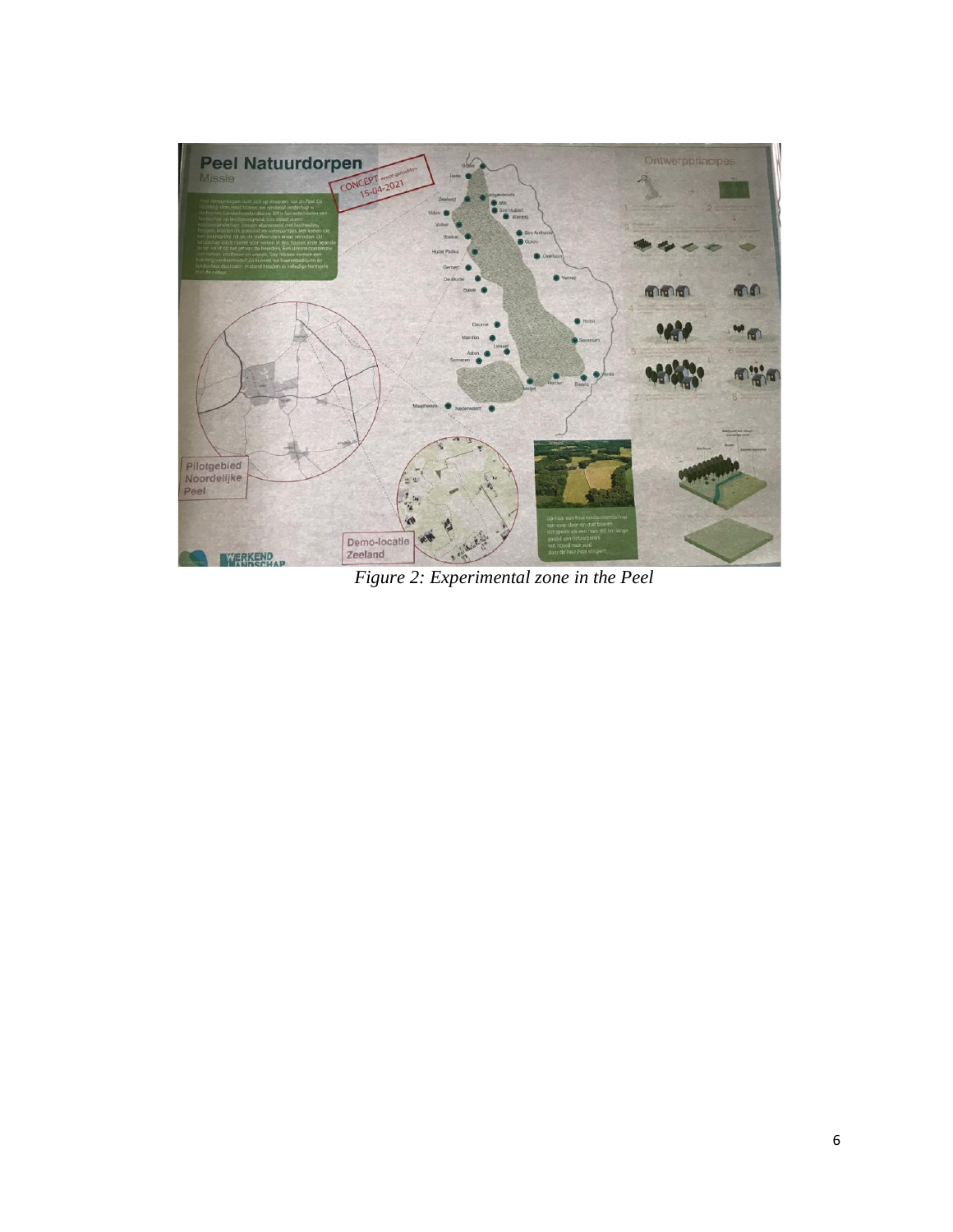*Figure 2: Experimental zone in the Peel*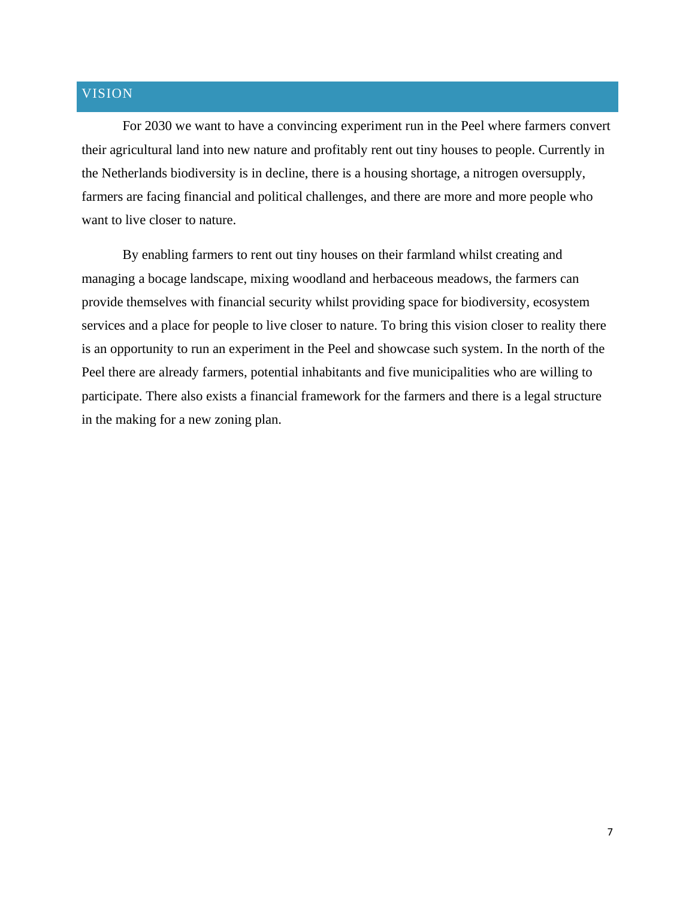# VISION

For 2030 we want to have a convincing experiment run in the Peel where farmers convert their agricultural land into new nature and profitably rent out tiny houses to people. Currently in the Netherlands biodiversity is in decline, there is a housing shortage, a nitrogen oversupply, farmers are facing financial and political challenges, and there are more and more people who want to live closer to nature.

By enabling farmers to rent out tiny houses on their farmland whilst creating and managing a bocage landscape, mixing woodland and herbaceous meadows, the farmers can provide themselves with financial security whilst providing space for biodiversity, ecosystem services and a place for people to live closer to nature. To bring this vision closer to reality there is an opportunity to run an experiment in the Peel and showcase such system. In the north of the Peel there are already farmers, potential inhabitants and five municipalities who are willing to participate. There also exists a financial framework for the farmers and there is a legal structure in the making for a new zoning plan.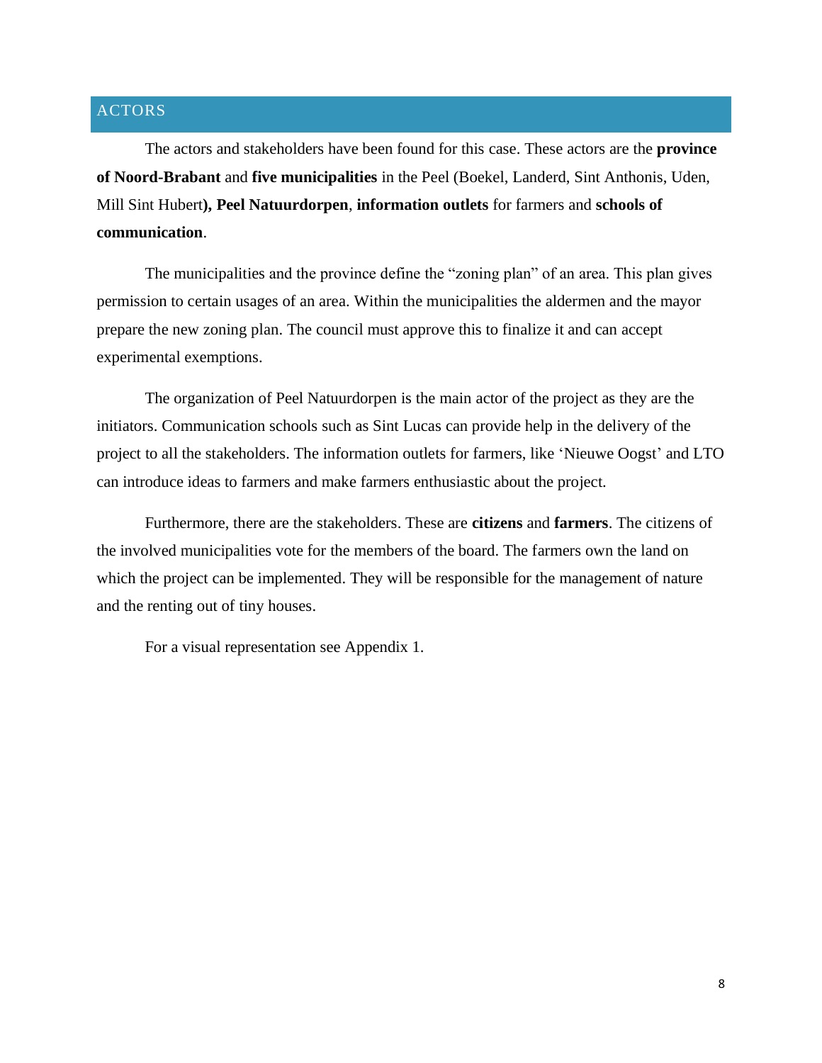## ACTORS

The actors and stakeholders have been found for this case. These actors are the **province of Noord-Brabant** and **five municipalities** in the Peel (Boekel, Landerd, Sint Anthonis, Uden, Mill Sint Hubert**), Peel Natuurdorpen**, **information outlets** for farmers and **schools of communication**.

The municipalities and the province define the "zoning plan" of an area. This plan gives permission to certain usages of an area. Within the municipalities the aldermen and the mayor prepare the new zoning plan. The council must approve this to finalize it and can accept experimental exemptions.

The organization of Peel Natuurdorpen is the main actor of the project as they are the initiators. Communication schools such as Sint Lucas can provide help in the delivery of the project to all the stakeholders. The information outlets for farmers, like 'Nieuwe Oogst' and LTO can introduce ideas to farmers and make farmers enthusiastic about the project.

Furthermore, there are the stakeholders. These are **citizens** and **farmers**. The citizens of the involved municipalities vote for the members of the board. The farmers own the land on which the project can be implemented. They will be responsible for the management of nature and the renting out of tiny houses.

For a visual representation see Appendix 1.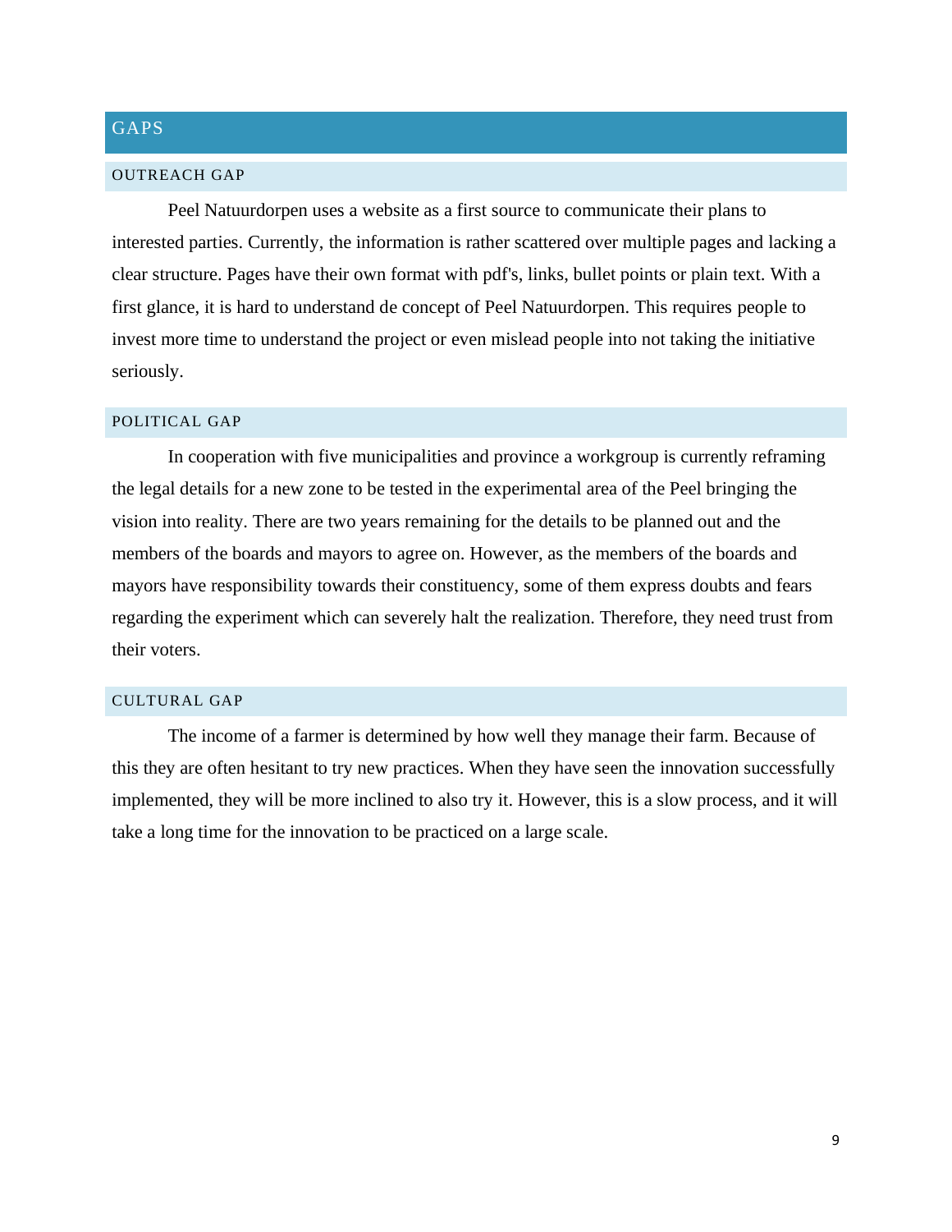## GAPS

### OUTREACH GAP

Peel Natuurdorpen uses a website as a first source to communicate their plans to interested parties. Currently, the information is rather scattered over multiple pages and lacking a clear structure. Pages have their own format with pdf's, links, bullet points or plain text. With a first glance, it is hard to understand de concept of Peel Natuurdorpen. This requires people to invest more time to understand the project or even mislead people into not taking the initiative seriously.

### POLITICAL GAP

In cooperation with five municipalities and province a workgroup is currently reframing the legal details for a new zone to be tested in the experimental area of the Peel bringing the vision into reality. There are two years remaining for the details to be planned out and the members of the boards and mayors to agree on. However, as the members of the boards and mayors have responsibility towards their constituency, some of them express doubts and fears regarding the experiment which can severely halt the realization. Therefore, they need trust from their voters.

### CULTURAL GAP

The income of a farmer is determined by how well they manage their farm. Because of this they are often hesitant to try new practices. When they have seen the innovation successfully implemented, they will be more inclined to also try it. However, this is a slow process, and it will take a long time for the innovation to be practiced on a large scale.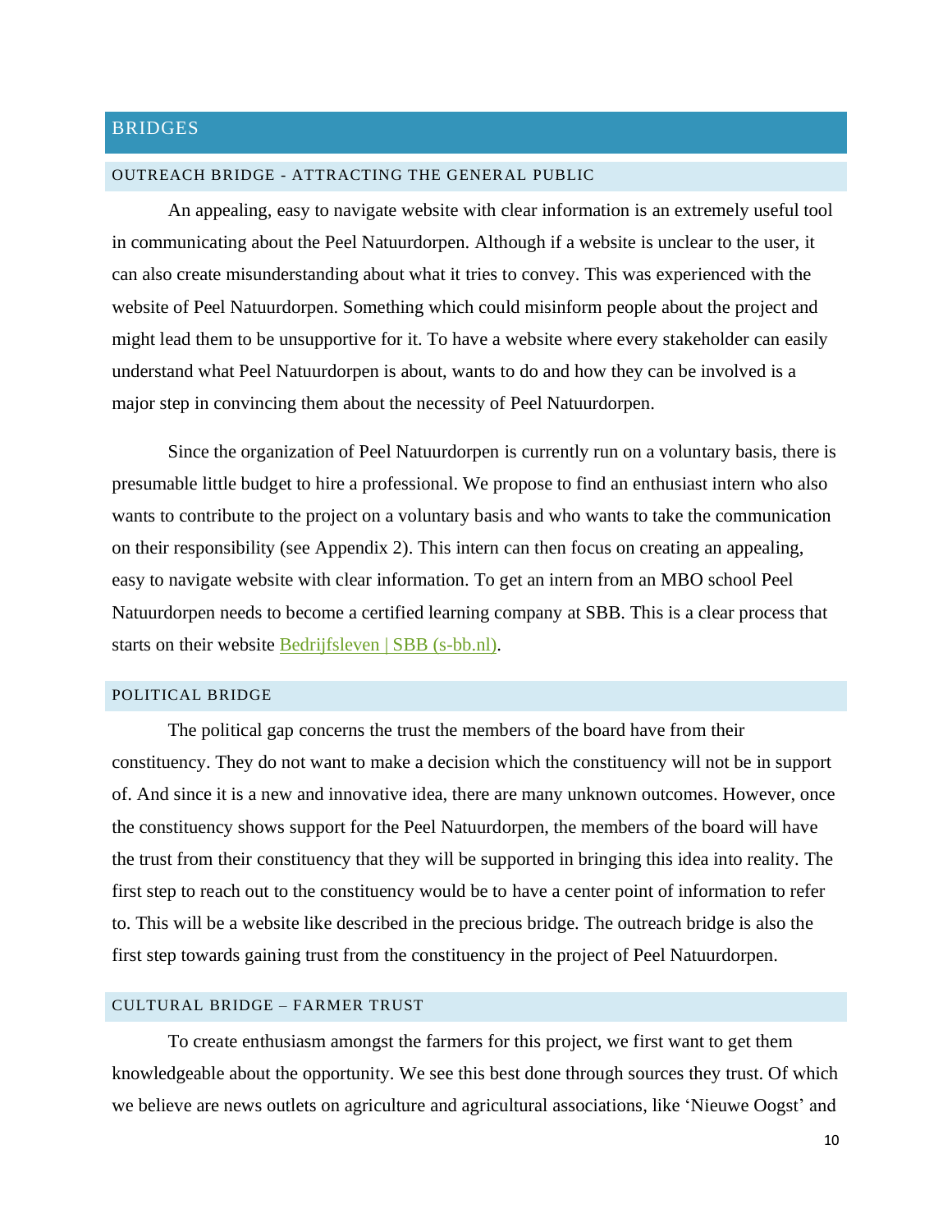# BRIDGES

## OUTREACH BRIDGE - ATTRACTING THE GENERAL PUBLIC

An appealing, easy to navigate website with clear information is an extremely useful tool in communicating about the Peel Natuurdorpen. Although if a website is unclear to the user, it can also create misunderstanding about what it tries to convey. This was experienced with the website of Peel Natuurdorpen. Something which could misinform people about the project and might lead them to be unsupportive for it. To have a website where every stakeholder can easily understand what Peel Natuurdorpen is about, wants to do and how they can be involved is a major step in convincing them about the necessity of Peel Natuurdorpen.

Since the organization of Peel Natuurdorpen is currently run on a voluntary basis, there is presumable little budget to hire a professional. We propose to find an enthusiast intern who also wants to contribute to the project on a voluntary basis and who wants to take the communication on their responsibility (see Appendix 2). This intern can then focus on creating an appealing, easy to navigate website with clear information. To get an intern from an MBO school Peel Natuurdorpen needs to become a certified learning company at SBB. This is a clear process that starts on their website [Bedrijfsleven | SBB (s-bb.nl)](s-bb.nl).

## POLITICAL BRIDGE

The political gap concerns the trust the members of the board have from their constituency. They do not want to make a decision which the constituency will not be in support of. And since it is a new and innovative idea, there are many unknown outcomes. However, once the constituency shows support for the Peel Natuurdorpen, the members of the board will have the trust from their constituency that they will be supported in bringing this idea into reality. The first step to reach out to the constituency would be to have a center point of information to refer to. This will be a website like described in the precious bridge. The outreach bridge is also the first step towards gaining trust from the constituency in the project of Peel Natuurdorpen.

## CULTURAL BRIDGE – FARMER TRUST

To create enthusiasm amongst the farmers for this project, we first want to get them knowledgeable about the opportunity. We see this best done through sources they trust. Of which we believe are news outlets on agriculture and agricultural associations, like 'Nieuwe Oogst' and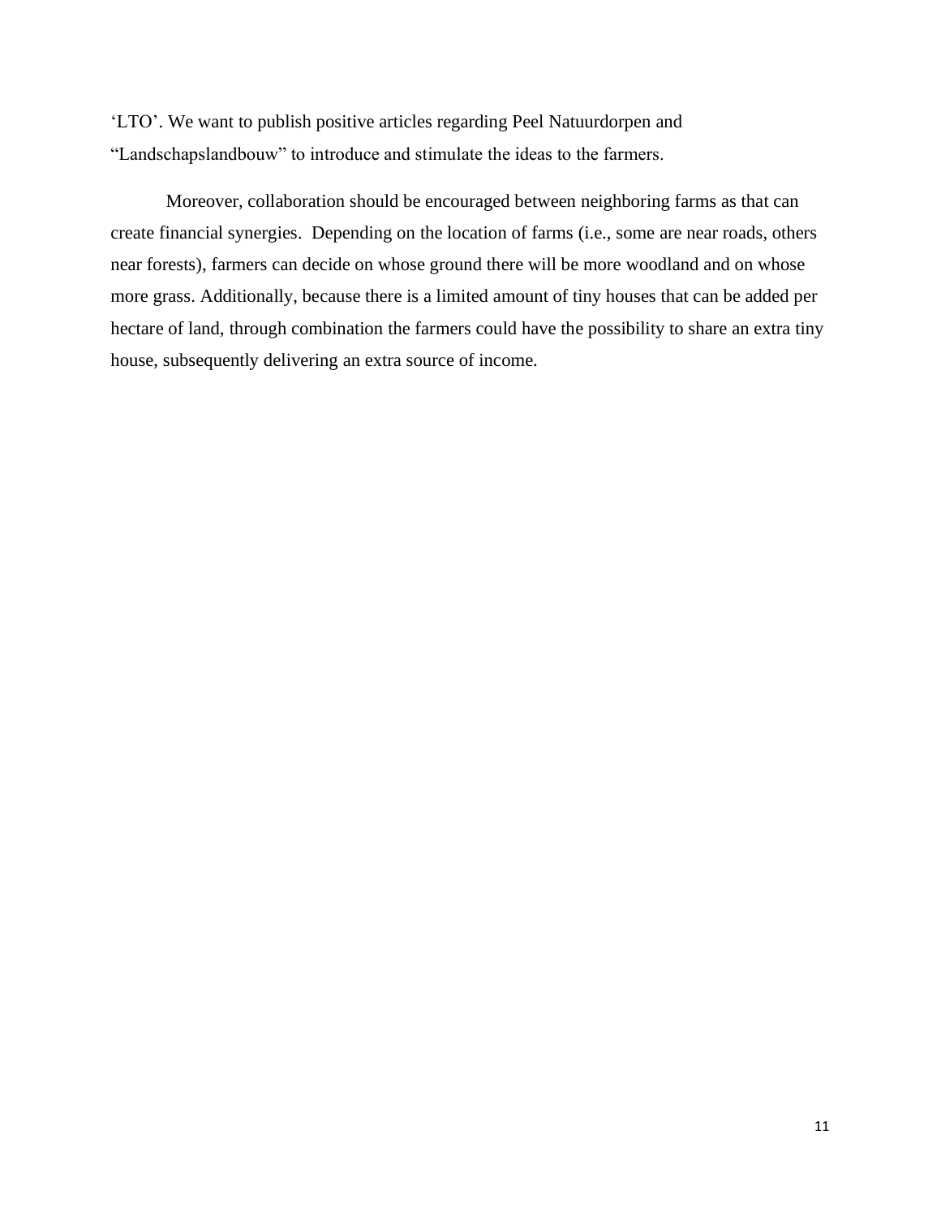'LTO'. We want to publish positive articles regarding Peel Natuurdorpen and "Landschapslandbouw" to introduce and stimulate the ideas to the farmers.

Moreover, collaboration should be encouraged between neighboring farms as that can create financial synergies.  Depending on the location of farms (i.e., some are near roads, others near forests), farmers can decide on whose ground there will be more woodland and on whose more grass. Additionally, because there is a limited amount of tiny houses that can be added per hectare of land, through combination the farmers could have the possibility to share an extra tiny house, subsequently delivering an extra source of income.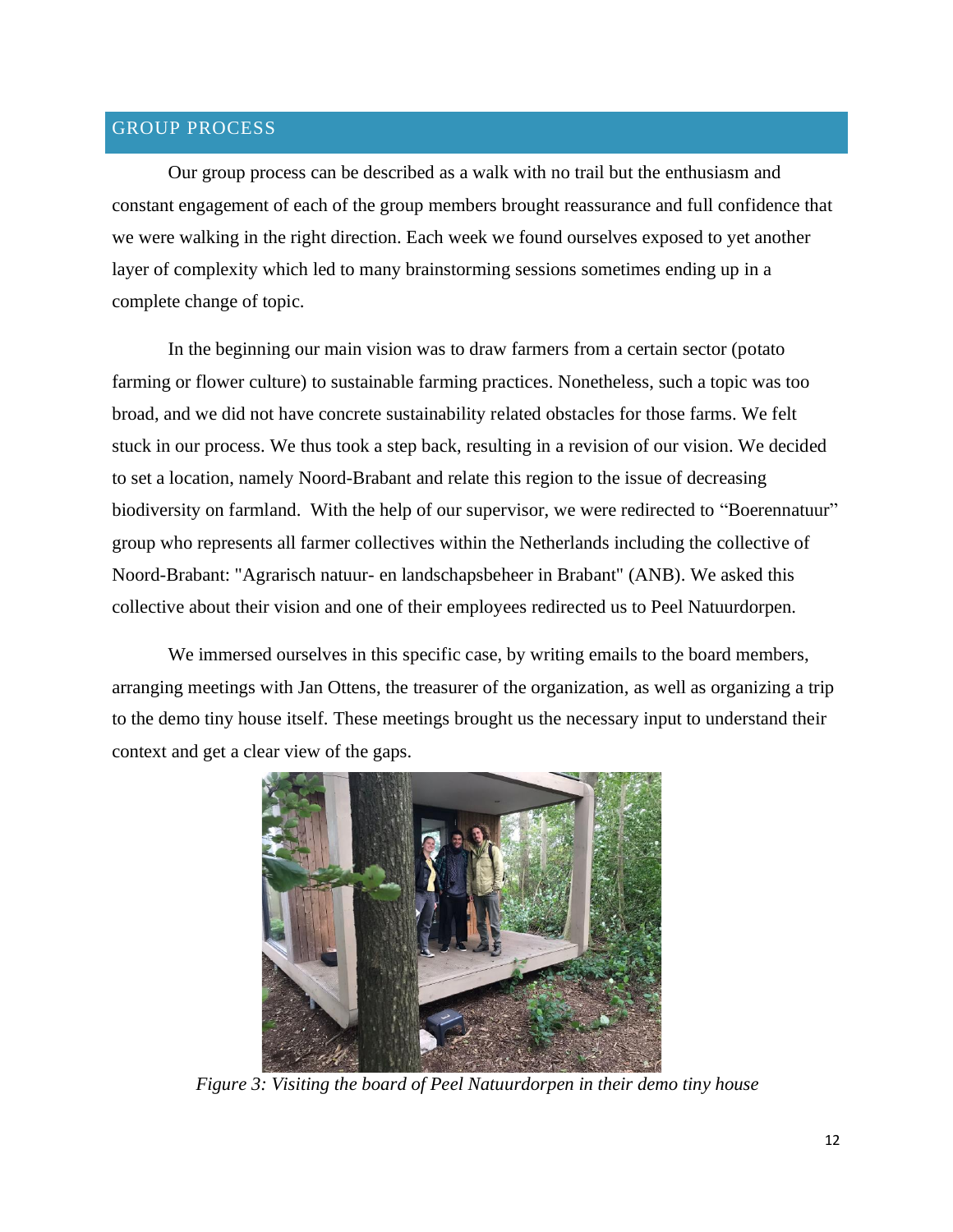## GROUP PROCESS

Our group process can be described as a walk with no trail but the enthusiasm and constant engagement of each of the group members brought reassurance and full confidence that we were walking in the right direction. Each week we found ourselves exposed to yet another layer of complexity which led to many brainstorming sessions sometimes ending up in a complete change of topic.

In the beginning our main vision was to draw farmers from a certain sector (potato farming or flower culture) to sustainable farming practices. Nonetheless, such a topic was too broad, and we did not have concrete sustainability related obstacles for those farms. We felt stuck in our process. We thus took a step back, resulting in a revision of our vision. We decided to set a location, namely Noord-Brabant and relate this region to the issue of decreasing biodiversity on farmland. With the help of our supervisor, we were redirected to "Boerennatuur" group who represents all farmer collectives within the Netherlands including the collective of Noord-Brabant: "Agrarisch natuur- en landschapsbeheer in Brabant" (ANB). We asked this collective about their vision and one of their employees redirected us to Peel Natuurdorpen.

We immersed ourselves in this specific case, by writing emails to the board members, arranging meetings with Jan Ottens, the treasurer of the organization, as well as organizing a trip to the demo tiny house itself. These meetings brought us the necessary input to understand their context and get a clear view of the gaps.

*Figure 3: Visiting the board of Peel Natuurdorpen in their demo tiny house*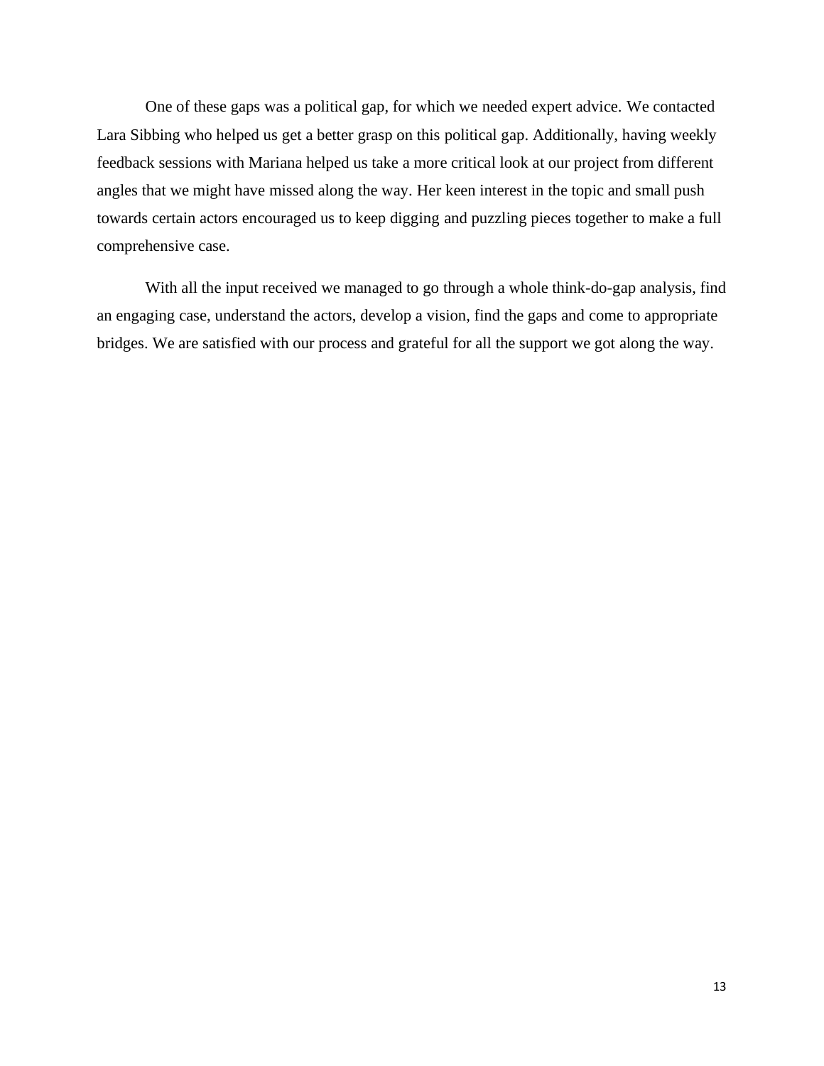One of these gaps was a political gap, for which we needed expert advice. We contacted Lara Sibbing who helped us get a better grasp on this political gap. Additionally, having weekly feedback sessions with Mariana helped us take a more critical look at our project from different angles that we might have missed along the way. Her keen interest in the topic and small push towards certain actors encouraged us to keep digging and puzzling pieces together to make a full comprehensive case.

With all the input received we managed to go through a whole think-do-gap analysis, find an engaging case, understand the actors, develop a vision, find the gaps and come to appropriate bridges. We are satisfied with our process and grateful for all the support we got along the way.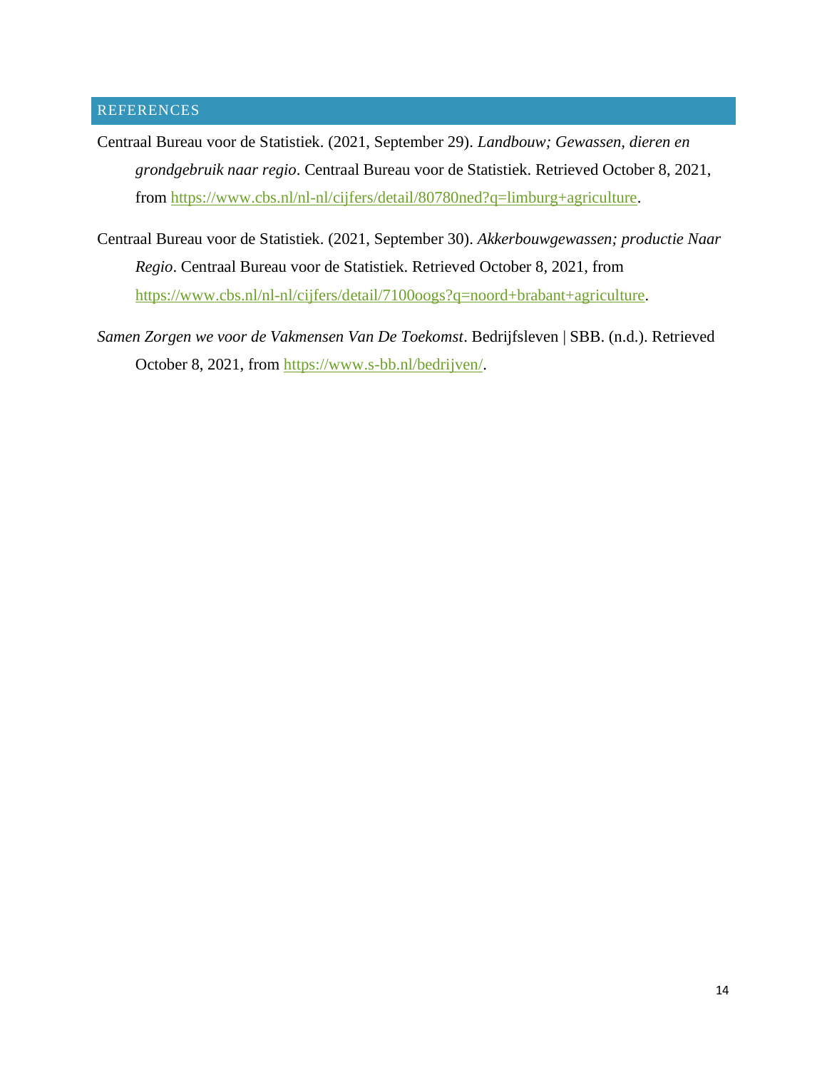## REFERENCES

Centraal Bureau voor de Statistiek. (2021, September 29). *Landbouw; Gewassen, dieren en grondgebruik naar regio*. Centraal Bureau voor de Statistiek. Retrieved October 8, 2021, from https://www.cbs.nl/nl-nl/cijfers/detail/80780ned?q=limburg+agriculture.

Centraal Bureau voor de Statistiek. (2021, September 30). *Akkerbouwgewassen; productie Naar Regio*. Centraal Bureau voor de Statistiek. Retrieved October 8, 2021, from https://www.cbs.nl/nl-nl/cijfers/detail/7100oogs?q=noord+brabant+agriculture.

*Samen Zorgen we voor de Vakmensen Van De Toekomst*. Bedrijfsleven | SBB. (n.d.). Retrieved October 8, 2021, from https://www.s-bb.nl/bedrijven/.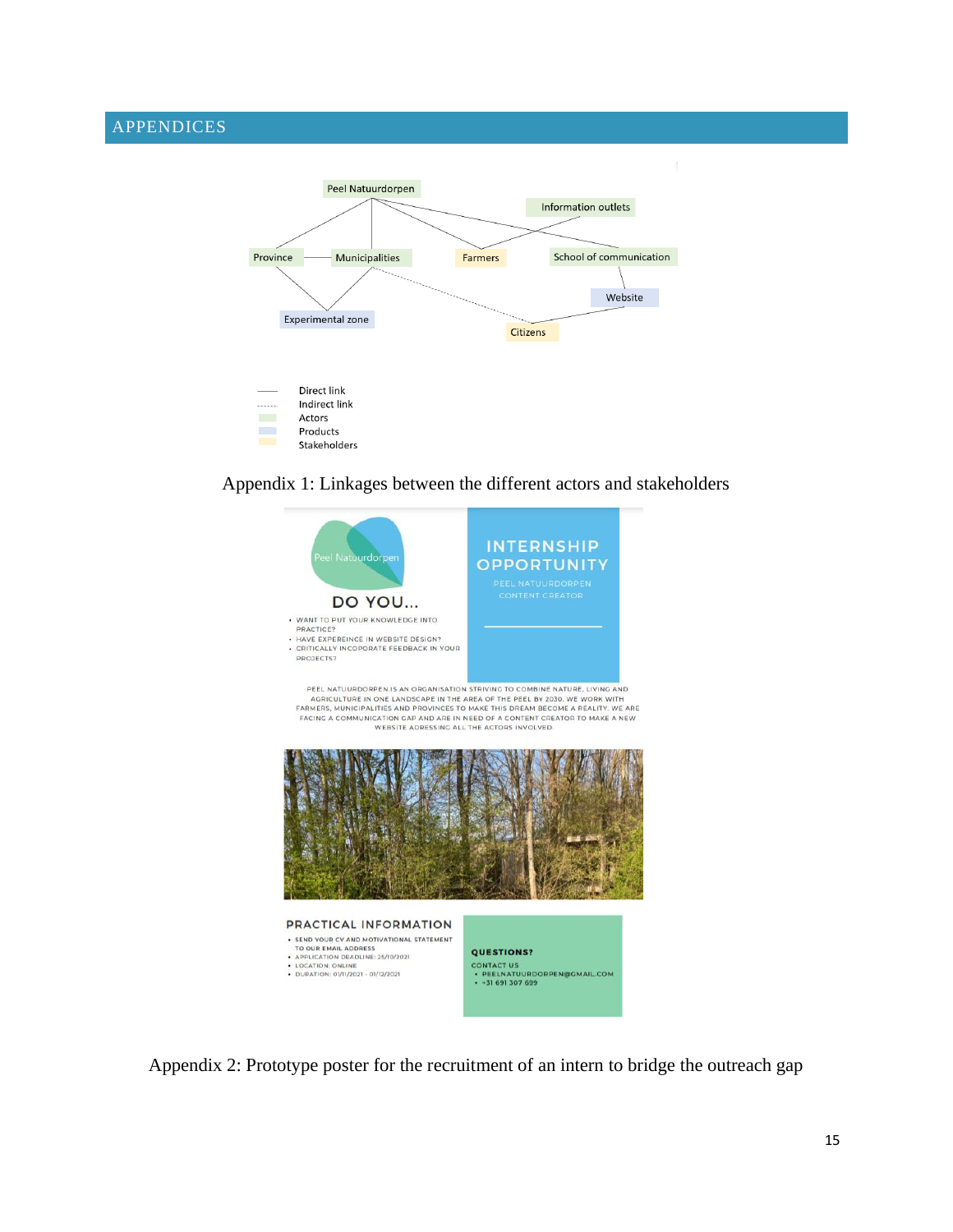# APPENDICES

Peel Natuurdorpen

Information outlets

Province

Municipalities

Farmers

School of communication

Website

Experimental zone

Citizens

Direct link

Indirect link

Actors

Products

Stakeholders

Appendix 1: Linkages between the different actors and stakeholders

Peel Natuurdorpen

DO YOU...

- WANT TO PUT YOUR KNOWLEDGE INTO PRACTICE?
- HAVE EXPEREINCE IN WEBSITE DESIGN?
- CRITICALLY INCOPORATE FEEDBACK IN YOUR PROJECTS?

INTERNSHIP OPPORTUNITY

PEEL NATUURDORPEN CONTENT CREATOR

PEEL NATUURDORPEN IS AN ORGANISATION STRIVING TO COMBINE NATURE, LIVING AND AGRICULTURE IN ONE LANDSCAPE IN THE AREA OF THE PEEL BY 2030. WE WORK WITH FARMERS, MUNICIPALITIES AND PROVINCES TO MAKE THIS DREAM BECOME A REALITY. WE ARE FACING A COMMUNICATION GAP AND ARE IN NEED OF A CONTENT CREATOR TO MAKE A NEW WEBSITE ADRESSING ALL THE ACTORS INVOLVED.

PRACTICAL INFORMATION

- SEND YOUR CV AND MOTIVATIONAL STATEMENT TO OUR EMAIL ADDRESS
- APPLICATION DEADLINE: 25/10/2021
- LOCATION: ONLINE
- DURATION: 01/11/2021 - 01/12/2021

QUESTIONS?

CONTACT US

- PEELNATUURDORPEN@GMAIL.COM
- +31 691 307 699

Appendix 2: Prototype poster for the recruitment of an intern to bridge the outreach gap